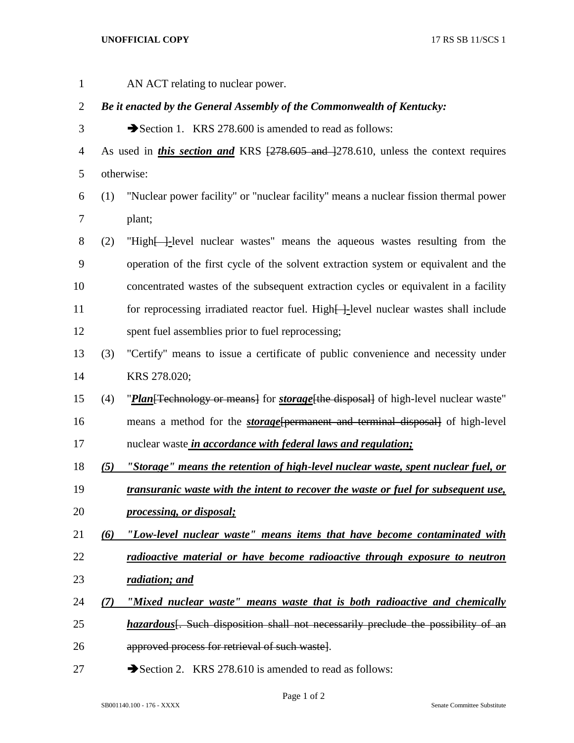AN ACT relating to nuclear power.

***Be it enacted by the General Assembly of the Commonwealth of Kentucky:***

➔Section 1. KRS 278.600 is amended to read as follows:

As used in ***this section and*** KRS ~~[278.605 and ]~~278.610, unless the context requires otherwise:

(1) "Nuclear power facility" or "nuclear facility" means a nuclear fission thermal power plant;

(2) "High~~[ ]~~-level nuclear wastes" means the aqueous wastes resulting from the operation of the first cycle of the solvent extraction system or equivalent and the concentrated wastes of the subsequent extraction cycles or equivalent in a facility for reprocessing irradiated reactor fuel. High~~[ ]~~-level nuclear wastes shall include spent fuel assemblies prior to fuel reprocessing;

(3) "Certify" means to issue a certificate of public convenience and necessity under KRS 278.020;

(4) "***Plan***~~[Technology or means]~~ for ***storage***~~[the disposal]~~ of high-level nuclear waste" means a method for the ***storage***~~[permanent and terminal disposal]~~ of high-level nuclear waste ***in accordance with federal laws and regulation;***

***(5) "Storage" means the retention of high-level nuclear waste, spent nuclear fuel, or transuranic waste with the intent to recover the waste or fuel for subsequent use, processing, or disposal;***

***(6) "Low-level nuclear waste" means items that have become contaminated with radioactive material or have become radioactive through exposure to neutron radiation; and***

***(7) "Mixed nuclear waste" means waste that is both radioactive and chemically hazardous***~~[. Such disposition shall not necessarily preclude the possibility of an approved process for retrieval of such waste]~~.

➔Section 2. KRS 278.610 is amended to read as follows: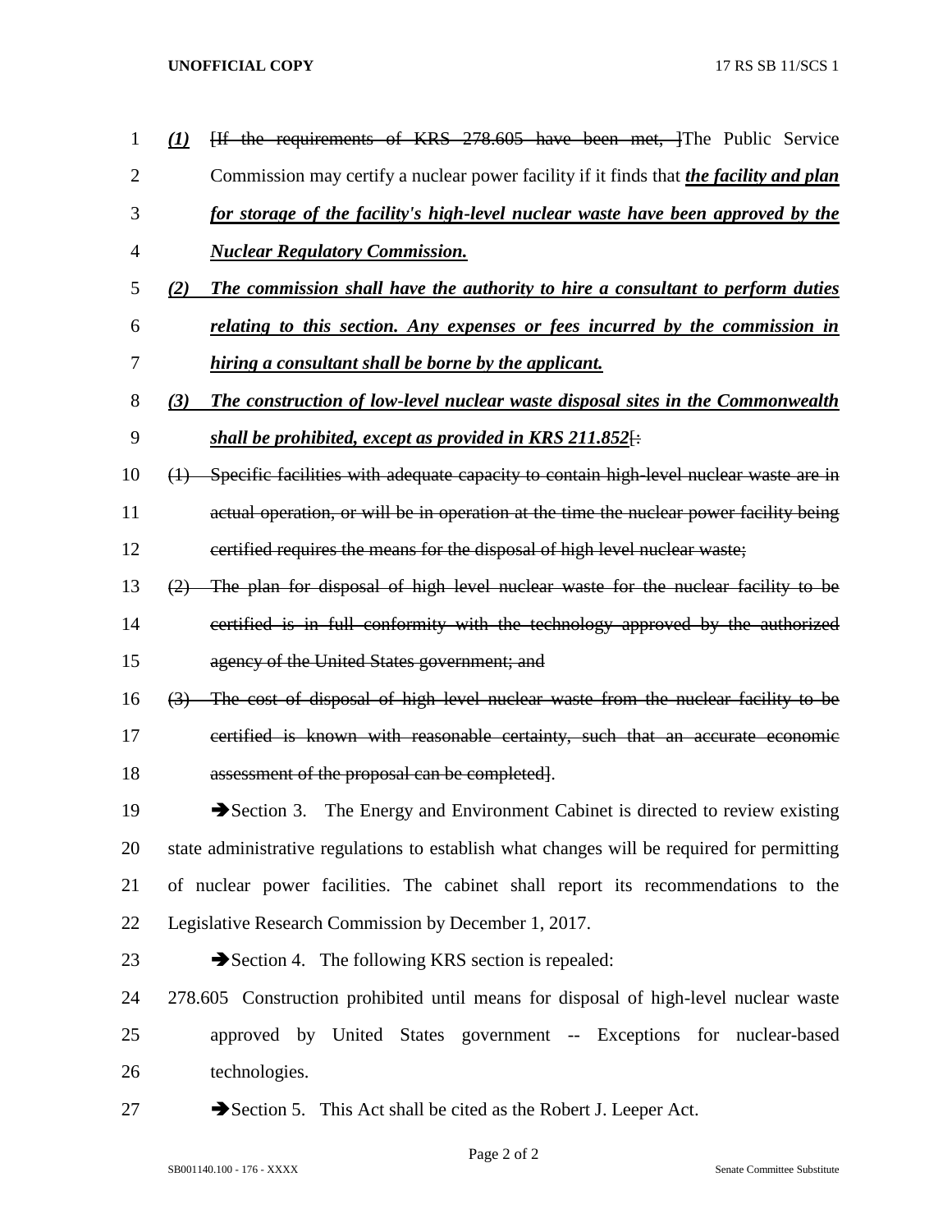*(1)* [If the requirements of KRS 278.605 have been met, ]The Public Service Commission may certify a nuclear power facility if it finds that ***the facility and plan for storage of the facility's high-level nuclear waste have been approved by the Nuclear Regulatory Commission.***

***(2) The commission shall have the authority to hire a consultant to perform duties relating to this section. Any expenses or fees incurred by the commission in hiring a consultant shall be borne by the applicant.***

***(3) The construction of low-level nuclear waste disposal sites in the Commonwealth shall be prohibited, except as provided in KRS 211.852***[:

~~(1) Specific facilities with adequate capacity to contain high-level nuclear waste are in actual operation, or will be in operation at the time the nuclear power facility being certified requires the means for the disposal of high level nuclear waste;~~

~~(2) The plan for disposal of high level nuclear waste for the nuclear facility to be certified is in full conformity with the technology approved by the authorized agency of the United States government; and~~

~~(3) The cost of disposal of high level nuclear waste from the nuclear facility to be certified is known with reasonable certainty, such that an accurate economic assessment of the proposal can be completed~~].

➔Section 3. The Energy and Environment Cabinet is directed to review existing state administrative regulations to establish what changes will be required for permitting of nuclear power facilities. The cabinet shall report its recommendations to the Legislative Research Commission by December 1, 2017.

➔Section 4. The following KRS section is repealed:

278.605 Construction prohibited until means for disposal of high-level nuclear waste approved by United States government -- Exceptions for nuclear-based technologies.

➔Section 5. This Act shall be cited as the Robert J. Leeper Act.